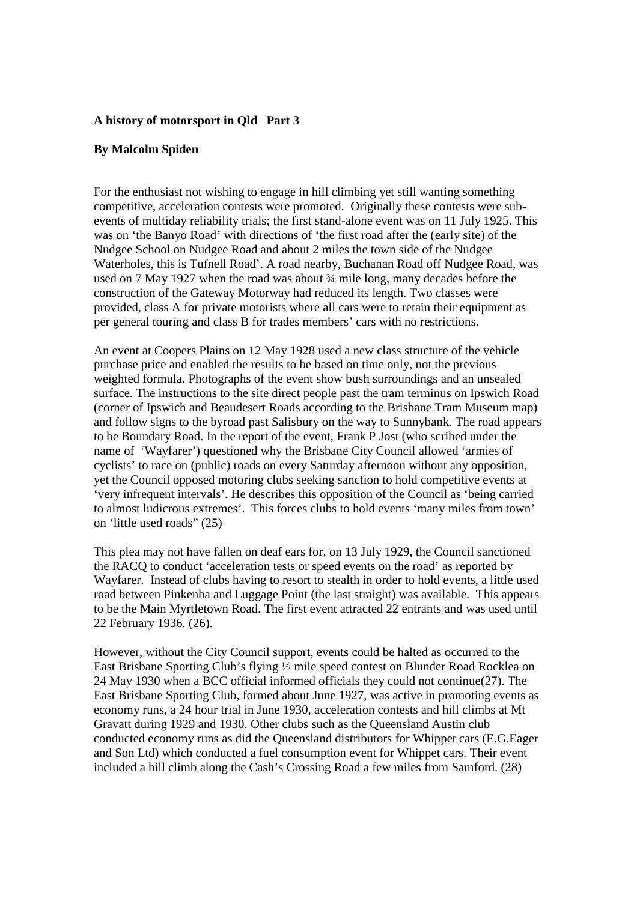**A history of motorsport in Qld Part 3**

**By Malcolm Spiden**

For the enthusiast not wishing to engage in hill climbing yet still wanting something competitive, acceleration contests were promoted. Originally these contests were sub-events of multiday reliability trials; the first stand-alone event was on 11 July 1925. This was on 'the Banyo Road' with directions of 'the first road after the (early site) of the Nudgee School on Nudgee Road and about 2 miles the town side of the Nudgee Waterholes, this is Tufnell Road'. A road nearby, Buchanan Road off Nudgee Road, was used on 7 May 1927 when the road was about ¾ mile long, many decades before the construction of the Gateway Motorway had reduced its length. Two classes were provided, class A for private motorists where all cars were to retain their equipment as per general touring and class B for trades members' cars with no restrictions.

An event at Coopers Plains on 12 May 1928 used a new class structure of the vehicle purchase price and enabled the results to be based on time only, not the previous weighted formula. Photographs of the event show bush surroundings and an unsealed surface. The instructions to the site direct people past the tram terminus on Ipswich Road (corner of Ipswich and Beaudesert Roads according to the Brisbane Tram Museum map) and follow signs to the byroad past Salisbury on the way to Sunnybank. The road appears to be Boundary Road. In the report of the event, Frank P Jost (who scribed under the name of 'Wayfarer') questioned why the Brisbane City Council allowed 'armies of cyclists' to race on (public) roads on every Saturday afternoon without any opposition, yet the Council opposed motoring clubs seeking sanction to hold competitive events at 'very infrequent intervals'. He describes this opposition of the Council as 'being carried to almost ludicrous extremes'. This forces clubs to hold events 'many miles from town' on 'little used roads" (25)

This plea may not have fallen on deaf ears for, on 13 July 1929, the Council sanctioned the RACQ to conduct 'acceleration tests or speed events on the road' as reported by Wayfarer. Instead of clubs having to resort to stealth in order to hold events, a little used road between Pinkenba and Luggage Point (the last straight) was available. This appears to be the Main Myrtletown Road. The first event attracted 22 entrants and was used until 22 February 1936. (26).

However, without the City Council support, events could be halted as occurred to the East Brisbane Sporting Club's flying ½ mile speed contest on Blunder Road Rocklea on 24 May 1930 when a BCC official informed officials they could not continue(27). The East Brisbane Sporting Club, formed about June 1927, was active in promoting events as economy runs, a 24 hour trial in June 1930, acceleration contests and hill climbs at Mt Gravatt during 1929 and 1930. Other clubs such as the Queensland Austin club conducted economy runs as did the Queensland distributors for Whippet cars (E.G.Eager and Son Ltd) which conducted a fuel consumption event for Whippet cars. Their event included a hill climb along the Cash's Crossing Road a few miles from Samford. (28)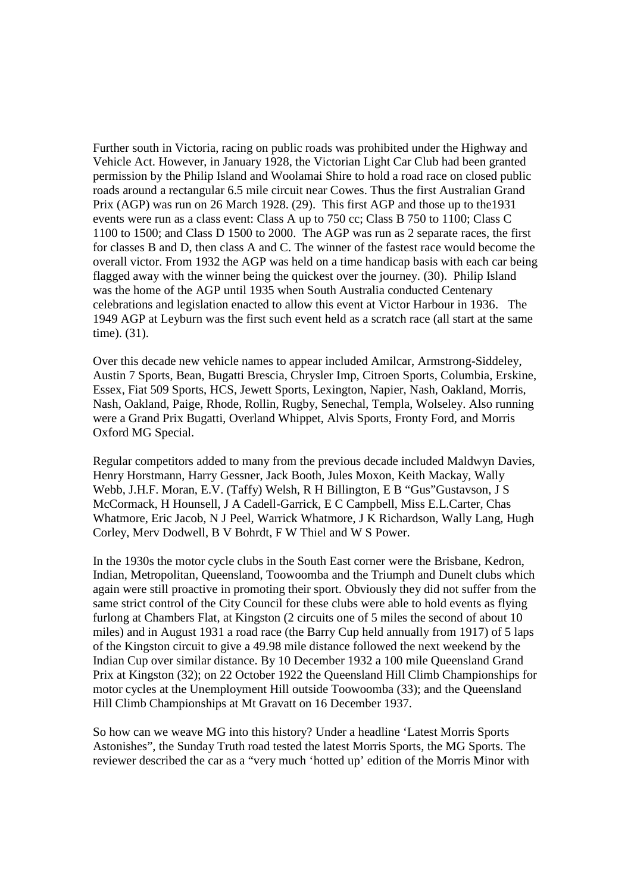Further south in Victoria, racing on public roads was prohibited under the Highway and Vehicle Act. However, in January 1928, the Victorian Light Car Club had been granted permission by the Philip Island and Woolamai Shire to hold a road race on closed public roads around a rectangular 6.5 mile circuit near Cowes. Thus the first Australian Grand Prix (AGP) was run on 26 March 1928. (29). This first AGP and those up to the1931 events were run as a class event: Class A up to 750 cc; Class B 750 to 1100; Class C 1100 to 1500; and Class D 1500 to 2000. The AGP was run as 2 separate races, the first for classes B and D, then class A and C. The winner of the fastest race would become the overall victor. From 1932 the AGP was held on a time handicap basis with each car being flagged away with the winner being the quickest over the journey. (30). Philip Island was the home of the AGP until 1935 when South Australia conducted Centenary celebrations and legislation enacted to allow this event at Victor Harbour in 1936. The 1949 AGP at Leyburn was the first such event held as a scratch race (all start at the same time). (31).

Over this decade new vehicle names to appear included Amilcar, Armstrong-Siddeley, Austin 7 Sports, Bean, Bugatti Brescia, Chrysler Imp, Citroen Sports, Columbia, Erskine, Essex, Fiat 509 Sports, HCS, Jewett Sports, Lexington, Napier, Nash, Oakland, Morris, Nash, Oakland, Paige, Rhode, Rollin, Rugby, Senechal, Templa, Wolseley. Also running were a Grand Prix Bugatti, Overland Whippet, Alvis Sports, Fronty Ford, and Morris Oxford MG Special.

Regular competitors added to many from the previous decade included Maldwyn Davies, Henry Horstmann, Harry Gessner, Jack Booth, Jules Moxon, Keith Mackay, Wally Webb, J.H.F. Moran, E.V. (Taffy) Welsh, R H Billington, E B "Gus"Gustavson, J S McCormack, H Hounsell, J A Cadell-Garrick, E C Campbell, Miss E.L.Carter, Chas Whatmore, Eric Jacob, N J Peel, Warrick Whatmore, J K Richardson, Wally Lang, Hugh Corley, Merv Dodwell, B V Bohrdt, F W Thiel and W S Power.

In the 1930s the motor cycle clubs in the South East corner were the Brisbane, Kedron, Indian, Metropolitan, Queensland, Toowoomba and the Triumph and Dunelt clubs which again were still proactive in promoting their sport. Obviously they did not suffer from the same strict control of the City Council for these clubs were able to hold events as flying furlong at Chambers Flat, at Kingston (2 circuits one of 5 miles the second of about 10 miles) and in August 1931 a road race (the Barry Cup held annually from 1917) of 5 laps of the Kingston circuit to give a 49.98 mile distance followed the next weekend by the Indian Cup over similar distance. By 10 December 1932 a 100 mile Queensland Grand Prix at Kingston (32); on 22 October 1922 the Queensland Hill Climb Championships for motor cycles at the Unemployment Hill outside Toowoomba (33); and the Queensland Hill Climb Championships at Mt Gravatt on 16 December 1937.

So how can we weave MG into this history? Under a headline 'Latest Morris Sports Astonishes", the Sunday Truth road tested the latest Morris Sports, the MG Sports. The reviewer described the car as a "very much 'hotted up' edition of the Morris Minor with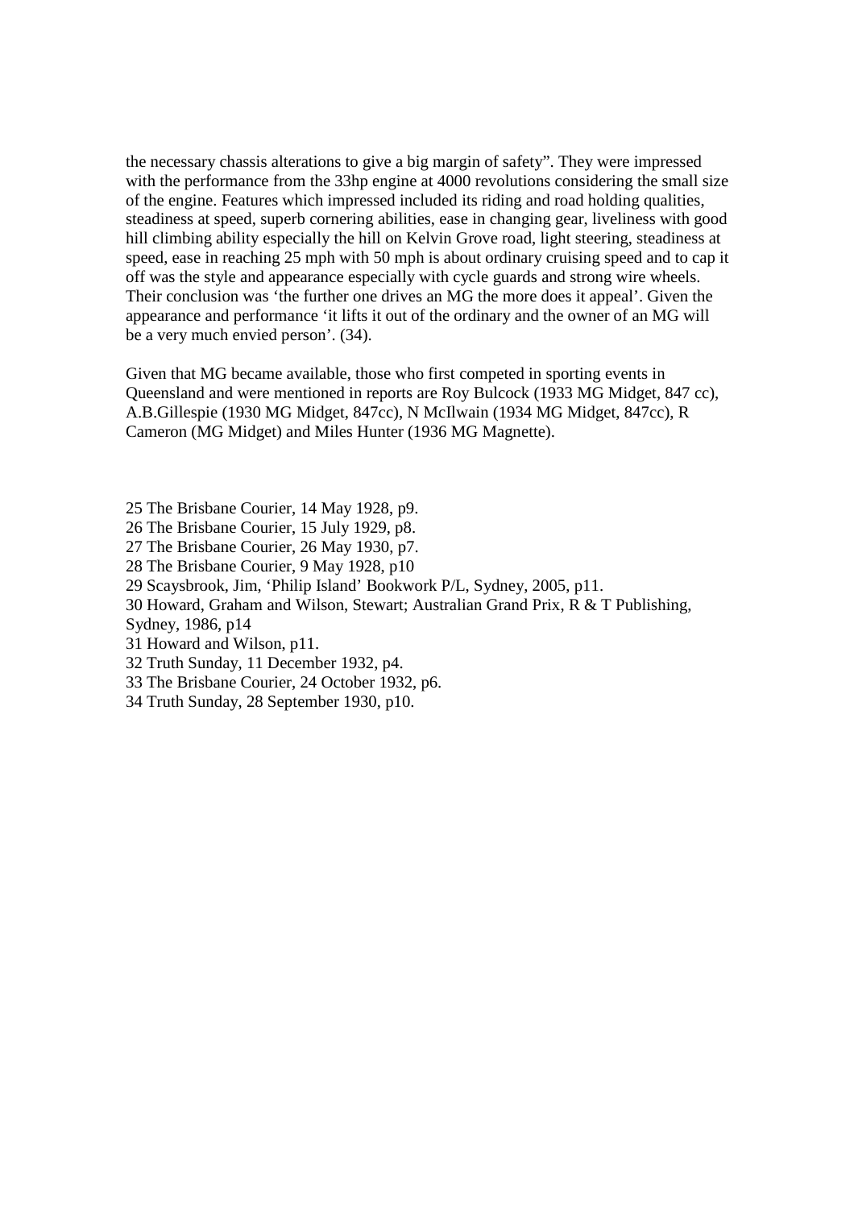the necessary chassis alterations to give a big margin of safety". They were impressed with the performance from the 33hp engine at 4000 revolutions considering the small size of the engine. Features which impressed included its riding and road holding qualities, steadiness at speed, superb cornering abilities, ease in changing gear, liveliness with good hill climbing ability especially the hill on Kelvin Grove road, light steering, steadiness at speed, ease in reaching 25 mph with 50 mph is about ordinary cruising speed and to cap it off was the style and appearance especially with cycle guards and strong wire wheels. Their conclusion was 'the further one drives an MG the more does it appeal'. Given the appearance and performance 'it lifts it out of the ordinary and the owner of an MG will be a very much envied person'. (34).

Given that MG became available, those who first competed in sporting events in Queensland and were mentioned in reports are Roy Bulcock (1933 MG Midget, 847 cc), A.B.Gillespie (1930 MG Midget, 847cc), N McIlwain (1934 MG Midget, 847cc), R Cameron (MG Midget) and Miles Hunter (1936 MG Magnette).

25 The Brisbane Courier, 14 May 1928, p9.
26 The Brisbane Courier, 15 July 1929, p8.
27 The Brisbane Courier, 26 May 1930, p7.
28 The Brisbane Courier, 9 May 1928, p10
29 Scaysbrook, Jim, 'Philip Island' Bookwork P/L, Sydney, 2005, p11.
30 Howard, Graham and Wilson, Stewart; Australian Grand Prix, R & T Publishing, Sydney, 1986, p14
31 Howard and Wilson, p11.
32 Truth Sunday, 11 December 1932, p4.
33 The Brisbane Courier, 24 October 1932, p6.
34 Truth Sunday, 28 September 1930, p10.